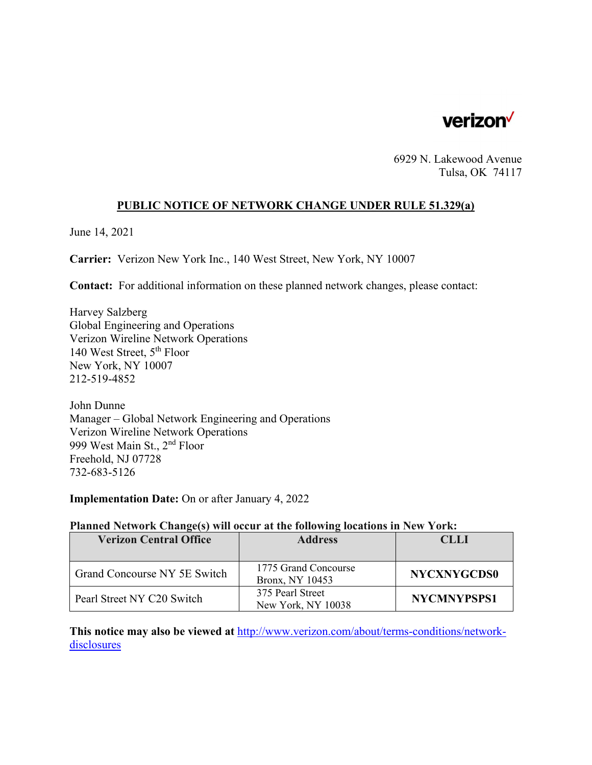verizon

6929 N. Lakewood Avenue
Tulsa, OK 74117

## PUBLIC NOTICE OF NETWORK CHANGE UNDER RULE 51.329(a)

June 14, 2021

**Carrier:** Verizon New York Inc., 140 West Street, New York, NY 10007

**Contact:** For additional information on these planned network changes, please contact:

Harvey Salzberg
Global Engineering and Operations
Verizon Wireline Network Operations
140 West Street, 5th Floor
New York, NY 10007
212-519-4852

John Dunne
Manager – Global Network Engineering and Operations
Verizon Wireline Network Operations
999 West Main St., 2nd Floor
Freehold, NJ 07728
732-683-5126

**Implementation Date:** On or after January 4, 2022

**Planned Network Change(s) will occur at the following locations in New York:**

| Verizon Central Office | Address | CLLI |
|---|---|---|
| Grand Concourse NY 5E Switch | 1775 Grand Concourse Bronx, NY 10453 | **NYCXNYGCDS0** |
| Pearl Street NY C20 Switch | 375 Pearl Street New York, NY 10038 | **NYCMNYPSPS1** |

**This notice may also be viewed at** http://www.verizon.com/about/terms-conditions/network-disclosures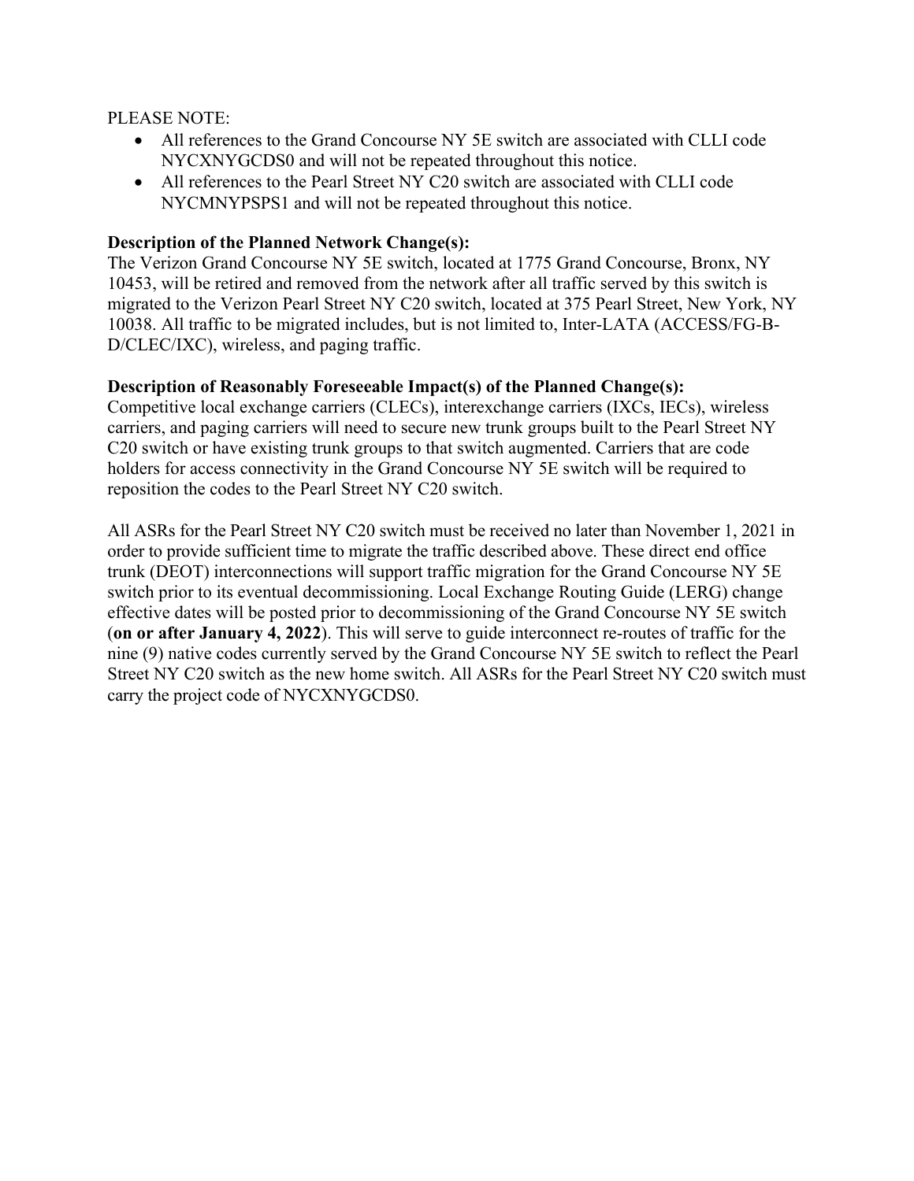PLEASE NOTE:

- All references to the Grand Concourse NY 5E switch are associated with CLLI code NYCXNYGCDS0 and will not be repeated throughout this notice.
- All references to the Pearl Street NY C20 switch are associated with CLLI code NYCMNYPSPS1 and will not be repeated throughout this notice.

**Description of the Planned Network Change(s):**
The Verizon Grand Concourse NY 5E switch, located at 1775 Grand Concourse, Bronx, NY 10453, will be retired and removed from the network after all traffic served by this switch is migrated to the Verizon Pearl Street NY C20 switch, located at 375 Pearl Street, New York, NY 10038. All traffic to be migrated includes, but is not limited to, Inter-LATA (ACCESS/FG-B-D/CLEC/IXC), wireless, and paging traffic.

**Description of Reasonably Foreseeable Impact(s) of the Planned Change(s):**
Competitive local exchange carriers (CLECs), interexchange carriers (IXCs, IECs), wireless carriers, and paging carriers will need to secure new trunk groups built to the Pearl Street NY C20 switch or have existing trunk groups to that switch augmented. Carriers that are code holders for access connectivity in the Grand Concourse NY 5E switch will be required to reposition the codes to the Pearl Street NY C20 switch.

All ASRs for the Pearl Street NY C20 switch must be received no later than November 1, 2021 in order to provide sufficient time to migrate the traffic described above. These direct end office trunk (DEOT) interconnections will support traffic migration for the Grand Concourse NY 5E switch prior to its eventual decommissioning. Local Exchange Routing Guide (LERG) change effective dates will be posted prior to decommissioning of the Grand Concourse NY 5E switch (**on or after January 4, 2022**). This will serve to guide interconnect re-routes of traffic for the nine (9) native codes currently served by the Grand Concourse NY 5E switch to reflect the Pearl Street NY C20 switch as the new home switch. All ASRs for the Pearl Street NY C20 switch must carry the project code of NYCXNYGCDS0.